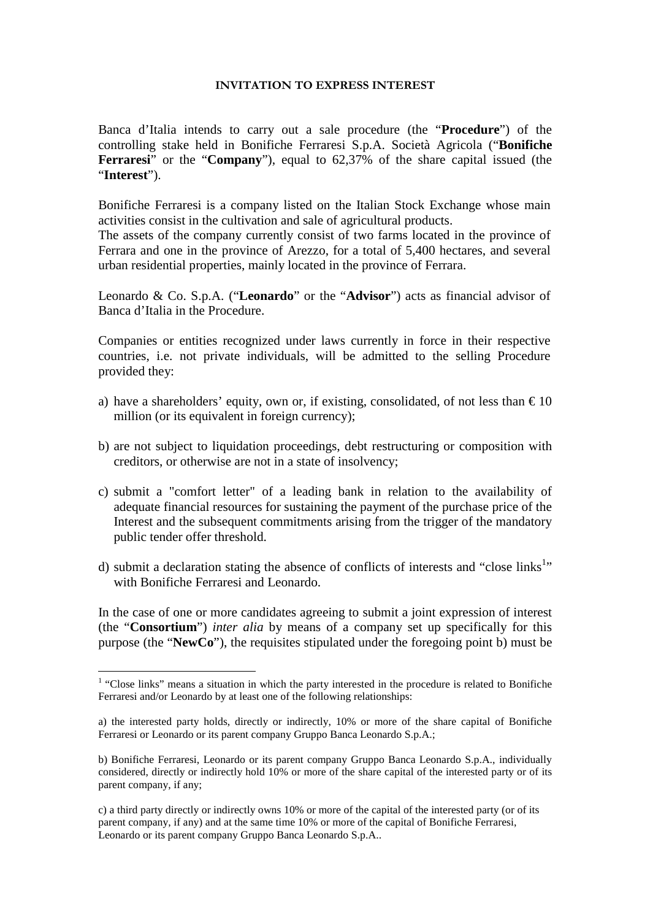**INVITATION TO EXPRESS INTEREST**

Banca d'Italia intends to carry out a sale procedure (the "**Procedure**") of the controlling stake held in Bonifiche Ferraresi S.p.A. Società Agricola ("**Bonifiche Ferraresi**" or the "**Company**"), equal to 62,37% of the share capital issued (the "**Interest**").

Bonifiche Ferraresi is a company listed on the Italian Stock Exchange whose main activities consist in the cultivation and sale of agricultural products.
The assets of the company currently consist of two farms located in the province of Ferrara and one in the province of Arezzo, for a total of 5,400 hectares, and several urban residential properties, mainly located in the province of Ferrara.

Leonardo & Co. S.p.A. ("**Leonardo**" or the "**Advisor**") acts as financial advisor of Banca d'Italia in the Procedure.

Companies or entities recognized under laws currently in force in their respective countries, i.e. not private individuals, will be admitted to the selling Procedure provided they:

a) have a shareholders' equity, own or, if existing, consolidated, of not less than € 10 million (or its equivalent in foreign currency);

b) are not subject to liquidation proceedings, debt restructuring or composition with creditors, or otherwise are not in a state of insolvency;

c) submit a "comfort letter" of a leading bank in relation to the availability of adequate financial resources for sustaining the payment of the purchase price of the Interest and the subsequent commitments arising from the trigger of the mandatory public tender offer threshold.

d) submit a declaration stating the absence of conflicts of interests and "close links[1]" with Bonifiche Ferraresi and Leonardo.

In the case of one or more candidates agreeing to submit a joint expression of interest (the "**Consortium**") *inter alia* by means of a company set up specifically for this purpose (the "**NewCo**"), the requisites stipulated under the foregoing point b) must be

[1] "Close links" means a situation in which the party interested in the procedure is related to Bonifiche Ferraresi and/or Leonardo by at least one of the following relationships:

a) the interested party holds, directly or indirectly, 10% or more of the share capital of Bonifiche Ferraresi or Leonardo or its parent company Gruppo Banca Leonardo S.p.A.;

b) Bonifiche Ferraresi, Leonardo or its parent company Gruppo Banca Leonardo S.p.A., individually considered, directly or indirectly hold 10% or more of the share capital of the interested party or of its parent company, if any;

c) a third party directly or indirectly owns 10% or more of the capital of the interested party (or of its parent company, if any) and at the same time 10% or more of the capital of Bonifiche Ferraresi, Leonardo or its parent company Gruppo Banca Leonardo S.p.A..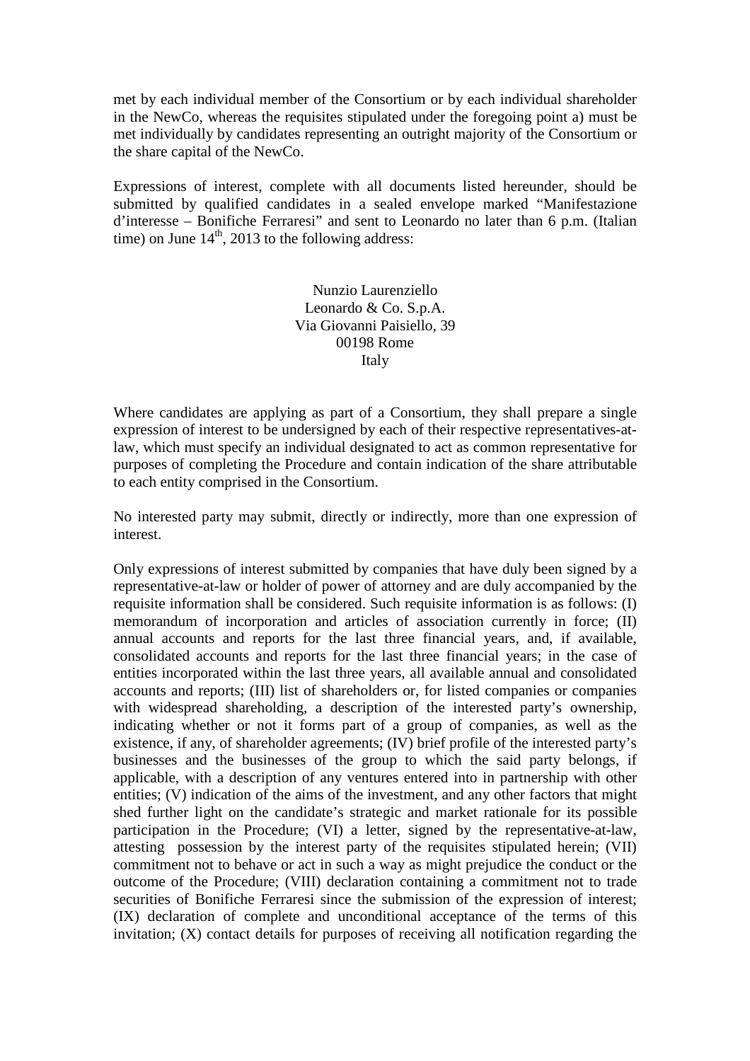met by each individual member of the Consortium or by each individual shareholder in the NewCo, whereas the requisites stipulated under the foregoing point a) must be met individually by candidates representing an outright majority of the Consortium or the share capital of the NewCo.

Expressions of interest, complete with all documents listed hereunder, should be submitted by qualified candidates in a sealed envelope marked "Manifestazione d'interesse – Bonifiche Ferraresi" and sent to Leonardo no later than 6 p.m. (Italian time) on June 14th, 2013 to the following address:

Nunzio Laurenziello  
Leonardo & Co. S.p.A.  
Via Giovanni Paisiello, 39  
00198 Rome  
Italy

Where candidates are applying as part of a Consortium, they shall prepare a single expression of interest to be undersigned by each of their respective representatives-at-law, which must specify an individual designated to act as common representative for purposes of completing the Procedure and contain indication of the share attributable to each entity comprised in the Consortium.

No interested party may submit, directly or indirectly, more than one expression of interest.

Only expressions of interest submitted by companies that have duly been signed by a representative-at-law or holder of power of attorney and are duly accompanied by the requisite information shall be considered. Such requisite information is as follows: (I) memorandum of incorporation and articles of association currently in force; (II) annual accounts and reports for the last three financial years, and, if available, consolidated accounts and reports for the last three financial years; in the case of entities incorporated within the last three years, all available annual and consolidated accounts and reports; (III) list of shareholders or, for listed companies or companies with widespread shareholding, a description of the interested party's ownership, indicating whether or not it forms part of a group of companies, as well as the existence, if any, of shareholder agreements; (IV) brief profile of the interested party's businesses and the businesses of the group to which the said party belongs, if applicable, with a description of any ventures entered into in partnership with other entities; (V) indication of the aims of the investment, and any other factors that might shed further light on the candidate's strategic and market rationale for its possible participation in the Procedure; (VI) a letter, signed by the representative-at-law, attesting possession by the interest party of the requisites stipulated herein; (VII) commitment not to behave or act in such a way as might prejudice the conduct or the outcome of the Procedure; (VIII) declaration containing a commitment not to trade securities of Bonifiche Ferraresi since the submission of the expression of interest; (IX) declaration of complete and unconditional acceptance of the terms of this invitation; (X) contact details for purposes of receiving all notification regarding the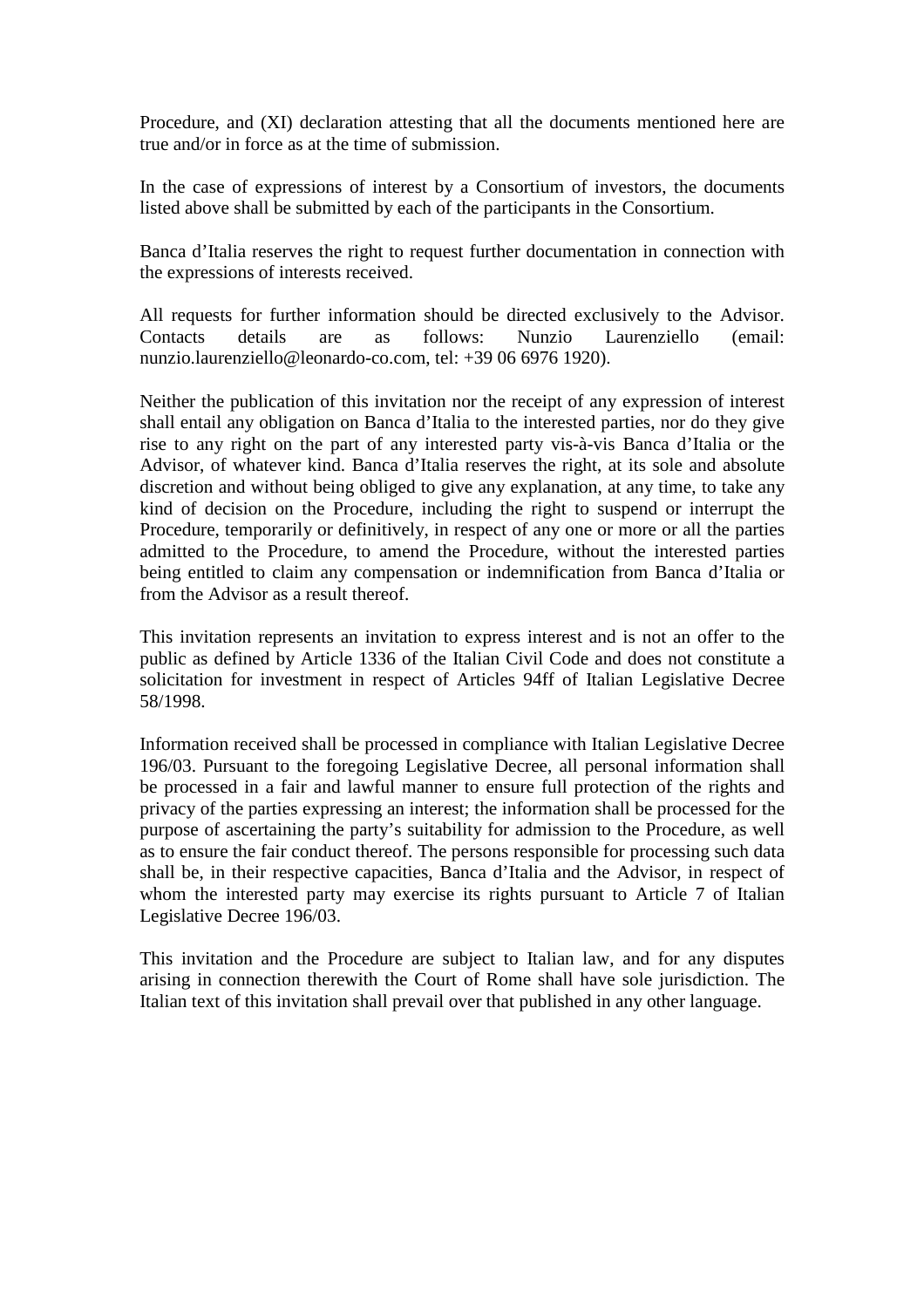Procedure, and (XI) declaration attesting that all the documents mentioned here are true and/or in force as at the time of submission.

In the case of expressions of interest by a Consortium of investors, the documents listed above shall be submitted by each of the participants in the Consortium.

Banca d'Italia reserves the right to request further documentation in connection with the expressions of interests received.

All requests for further information should be directed exclusively to the Advisor. Contacts details are as follows: Nunzio Laurenziello (email: nunzio.laurenziello@leonardo-co.com, tel: +39 06 6976 1920).

Neither the publication of this invitation nor the receipt of any expression of interest shall entail any obligation on Banca d'Italia to the interested parties, nor do they give rise to any right on the part of any interested party vis-à-vis Banca d'Italia or the Advisor, of whatever kind. Banca d'Italia reserves the right, at its sole and absolute discretion and without being obliged to give any explanation, at any time, to take any kind of decision on the Procedure, including the right to suspend or interrupt the Procedure, temporarily or definitively, in respect of any one or more or all the parties admitted to the Procedure, to amend the Procedure, without the interested parties being entitled to claim any compensation or indemnification from Banca d'Italia or from the Advisor as a result thereof.

This invitation represents an invitation to express interest and is not an offer to the public as defined by Article 1336 of the Italian Civil Code and does not constitute a solicitation for investment in respect of Articles 94ff of Italian Legislative Decree 58/1998.

Information received shall be processed in compliance with Italian Legislative Decree 196/03. Pursuant to the foregoing Legislative Decree, all personal information shall be processed in a fair and lawful manner to ensure full protection of the rights and privacy of the parties expressing an interest; the information shall be processed for the purpose of ascertaining the party's suitability for admission to the Procedure, as well as to ensure the fair conduct thereof. The persons responsible for processing such data shall be, in their respective capacities, Banca d'Italia and the Advisor, in respect of whom the interested party may exercise its rights pursuant to Article 7 of Italian Legislative Decree 196/03.

This invitation and the Procedure are subject to Italian law, and for any disputes arising in connection therewith the Court of Rome shall have sole jurisdiction. The Italian text of this invitation shall prevail over that published in any other language.